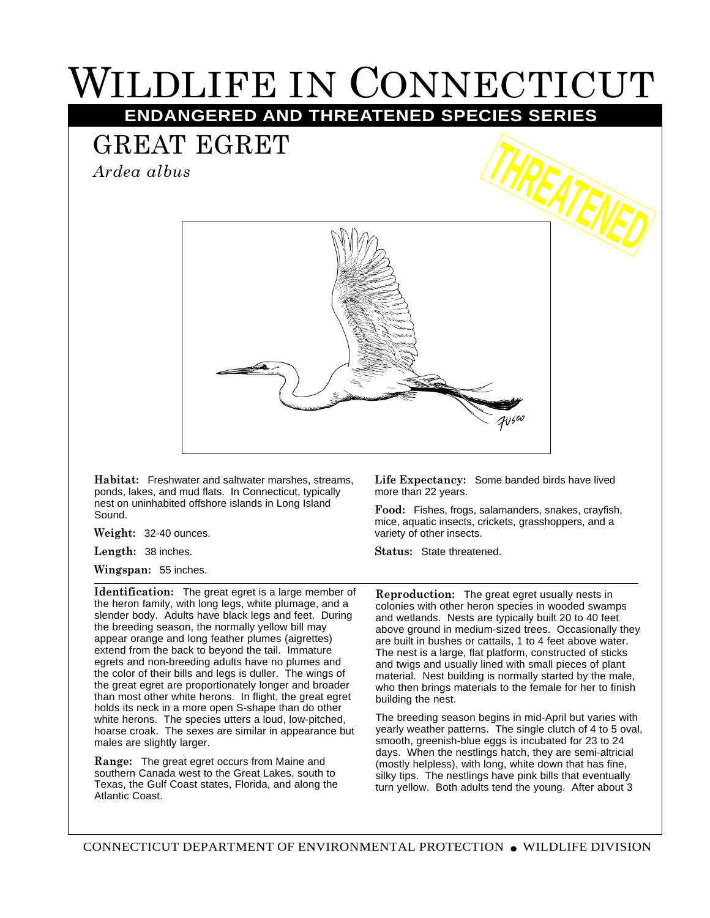# WILDLIFE IN CONNECTICUT

## ENDANGERED AND THREATENED SPECIES SERIES

## GREAT EGRET

*Ardea albus*

THREATENED

**Habitat:** Freshwater and saltwater marshes, streams, ponds, lakes, and mud flats. In Connecticut, typically nest on uninhabited offshore islands in Long Island Sound.

**Weight:** 32-40 ounces.

**Length:** 38 inches.

**Wingspan:** 55 inches.

**Life Expectancy:** Some banded birds have lived more than 22 years.

**Food:** Fishes, frogs, salamanders, snakes, crayfish, mice, aquatic insects, crickets, grasshoppers, and a variety of other insects.

**Status:** State threatened.

**Identification:** The great egret is a large member of the heron family, with long legs, white plumage, and a slender body. Adults have black legs and feet. During the breeding season, the normally yellow bill may appear orange and long feather plumes (aigrettes) extend from the back to beyond the tail. Immature egrets and non-breeding adults have no plumes and the color of their bills and legs is duller. The wings of the great egret are proportionately longer and broader than most other white herons. In flight, the great egret holds its neck in a more open S-shape than do other white herons. The species utters a loud, low-pitched, hoarse croak. The sexes are similar in appearance but males are slightly larger.

**Range:** The great egret occurs from Maine and southern Canada west to the Great Lakes, south to Texas, the Gulf Coast states, Florida, and along the Atlantic Coast.

**Reproduction:** The great egret usually nests in colonies with other heron species in wooded swamps and wetlands. Nests are typically built 20 to 40 feet above ground in medium-sized trees. Occasionally they are built in bushes or cattails, 1 to 4 feet above water. The nest is a large, flat platform, constructed of sticks and twigs and usually lined with small pieces of plant material. Nest building is normally started by the male, who then brings materials to the female for her to finish building the nest.

The breeding season begins in mid-April but varies with yearly weather patterns. The single clutch of 4 to 5 oval, smooth, greenish-blue eggs is incubated for 23 to 24 days. When the nestlings hatch, they are semi-altricial (mostly helpless), with long, white down that has fine, silky tips. The nestlings have pink bills that eventually turn yellow. Both adults tend the young. After about 3

CONNECTICUT DEPARTMENT OF ENVIRONMENTAL PROTECTION • WILDLIFE DIVISION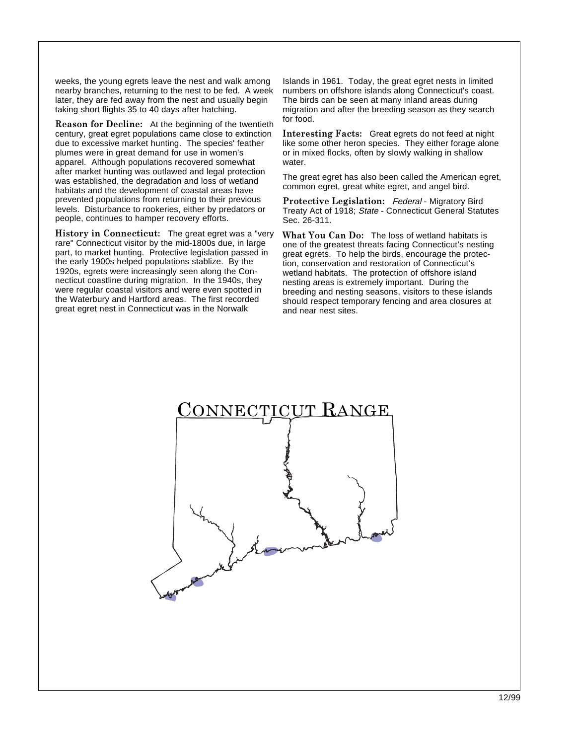weeks, the young egrets leave the nest and walk among nearby branches, returning to the nest to be fed. A week later, they are fed away from the nest and usually begin taking short flights 35 to 40 days after hatching.

**Reason for Decline:** At the beginning of the twentieth century, great egret populations came close to extinction due to excessive market hunting. The species' feather plumes were in great demand for use in women's apparel. Although populations recovered somewhat after market hunting was outlawed and legal protection was established, the degradation and loss of wetland habitats and the development of coastal areas have prevented populations from returning to their previous levels. Disturbance to rookeries, either by predators or people, continues to hamper recovery efforts.

**History in Connecticut:** The great egret was a "very rare" Connecticut visitor by the mid-1800s due, in large part, to market hunting. Protective legislation passed in the early 1900s helped populations stablize. By the 1920s, egrets were increasingly seen along the Connecticut coastline during migration. In the 1940s, they were regular coastal visitors and were even spotted in the Waterbury and Hartford areas. The first recorded great egret nest in Connecticut was in the Norwalk Islands in 1961. Today, the great egret nests in limited numbers on offshore islands along Connecticut's coast. The birds can be seen at many inland areas during migration and after the breeding season as they search for food.

**Interesting Facts:** Great egrets do not feed at night like some other heron species. They either forage alone or in mixed flocks, often by slowly walking in shallow water.

The great egret has also been called the American egret, common egret, great white egret, and angel bird.

**Protective Legislation:** *Federal* - Migratory Bird Treaty Act of 1918; *State* - Connecticut General Statutes Sec. 26-311.

**What You Can Do:** The loss of wetland habitats is one of the greatest threats facing Connecticut's nesting great egrets. To help the birds, encourage the protection, conservation and restoration of Connecticut's wetland habitats. The protection of offshore island nesting areas is extremely important. During the breeding and nesting seasons, visitors to these islands should respect temporary fencing and area closures at and near nest sites.

## Connecticut Range

12/99